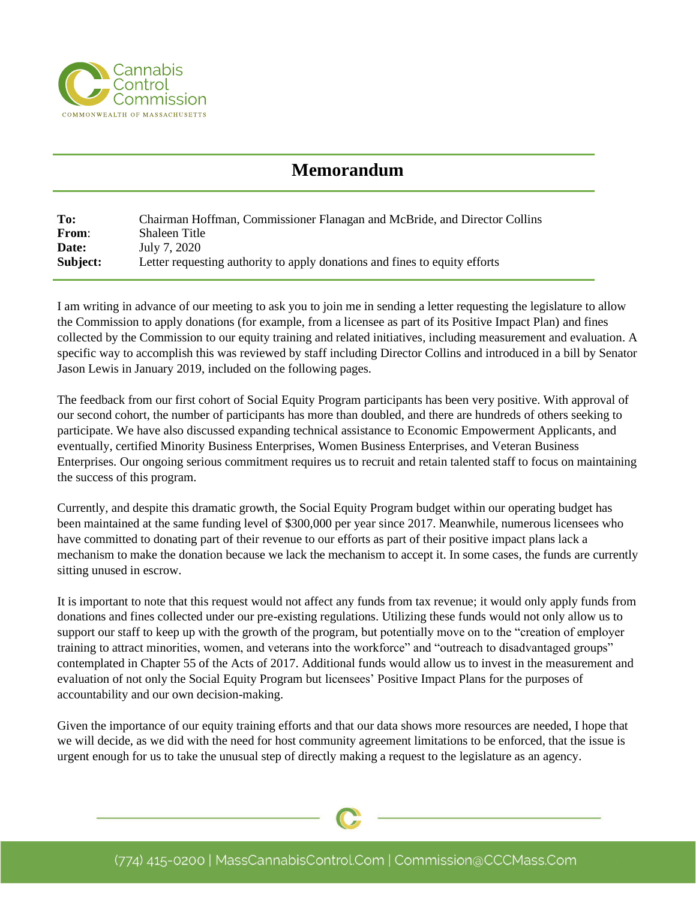Cannabis Control Commission
COMMONWEALTH OF MASSACHUSETTS

# Memorandum

| | |
|---|---|
| **To:** | Chairman Hoffman, Commissioner Flanagan and McBride, and Director Collins |
| **From**: | Shaleen Title |
| **Date:** | July 7, 2020 |
| **Subject:** | Letter requesting authority to apply donations and fines to equity efforts |

I am writing in advance of our meeting to ask you to join me in sending a letter requesting the legislature to allow the Commission to apply donations (for example, from a licensee as part of its Positive Impact Plan) and fines collected by the Commission to our equity training and related initiatives, including measurement and evaluation. A specific way to accomplish this was reviewed by staff including Director Collins and introduced in a bill by Senator Jason Lewis in January 2019, included on the following pages.

The feedback from our first cohort of Social Equity Program participants has been very positive. With approval of our second cohort, the number of participants has more than doubled, and there are hundreds of others seeking to participate. We have also discussed expanding technical assistance to Economic Empowerment Applicants, and eventually, certified Minority Business Enterprises, Women Business Enterprises, and Veteran Business Enterprises. Our ongoing serious commitment requires us to recruit and retain talented staff to focus on maintaining the success of this program.

Currently, and despite this dramatic growth, the Social Equity Program budget within our operating budget has been maintained at the same funding level of $300,000 per year since 2017. Meanwhile, numerous licensees who have committed to donating part of their revenue to our efforts as part of their positive impact plans lack a mechanism to make the donation because we lack the mechanism to accept it. In some cases, the funds are currently sitting unused in escrow.

It is important to note that this request would not affect any funds from tax revenue; it would only apply funds from donations and fines collected under our pre-existing regulations. Utilizing these funds would not only allow us to support our staff to keep up with the growth of the program, but potentially move on to the "creation of employer training to attract minorities, women, and veterans into the workforce" and "outreach to disadvantaged groups" contemplated in Chapter 55 of the Acts of 2017. Additional funds would allow us to invest in the measurement and evaluation of not only the Social Equity Program but licensees' Positive Impact Plans for the purposes of accountability and our own decision-making.

Given the importance of our equity training efforts and that our data shows more resources are needed, I hope that we will decide, as we did with the need for host community agreement limitations to be enforced, that the issue is urgent enough for us to take the unusual step of directly making a request to the legislature as an agency.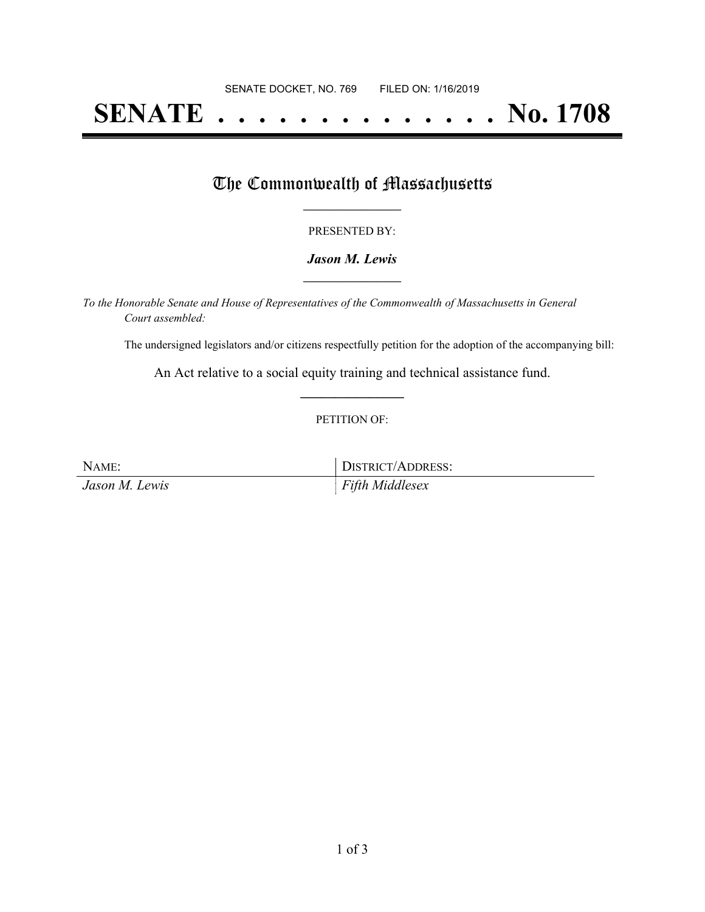SENATE DOCKET, NO. 769 FILED ON: 1/16/2019

# SENATE . . . . . . . . . . . . . . No. 1708

## The Commonwealth of Massachusetts

PRESENTED BY:

***Jason M. Lewis***

*To the Honorable Senate and House of Representatives of the Commonwealth of Massachusetts in General Court assembled:*

The undersigned legislators and/or citizens respectfully petition for the adoption of the accompanying bill:

An Act relative to a social equity training and technical assistance fund.

PETITION OF:

| NAME: | DISTRICT/ADDRESS: |
| --- | --- |
| *Jason M. Lewis* | *Fifth Middlesex* |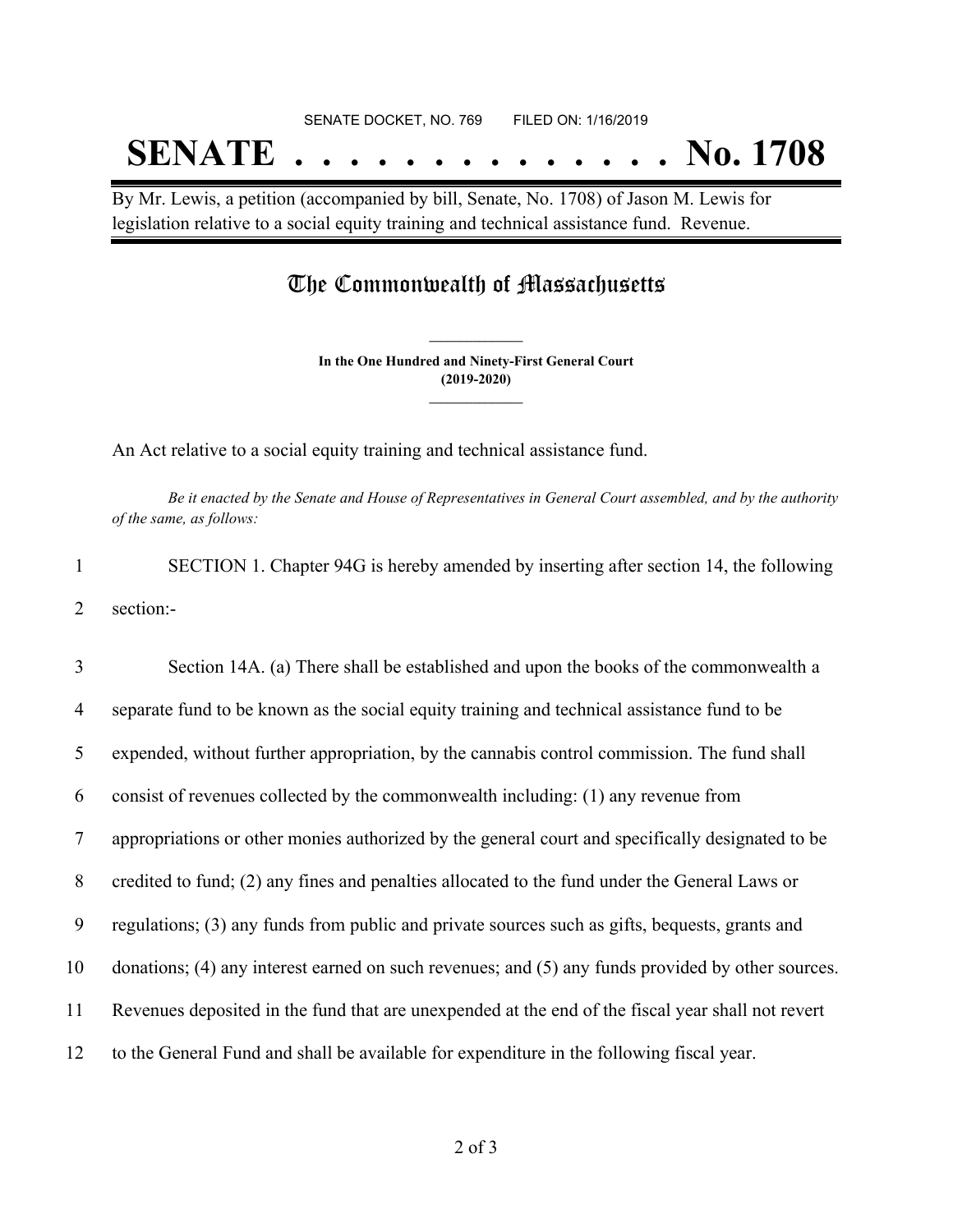SENATE DOCKET, NO. 769        FILED ON: 1/16/2019

# SENATE . . . . . . . . . . . . . . No. 1708

By Mr. Lewis, a petition (accompanied by bill, Senate, No. 1708) of Jason M. Lewis for legislation relative to a social equity training and technical assistance fund. Revenue.

## The Commonwealth of Massachusetts

**In the One Hundred and Ninety-First General Court**
**(2019-2020)**

An Act relative to a social equity training and technical assistance fund.

*Be it enacted by the Senate and House of Representatives in General Court assembled, and by the authority of the same, as follows:*

1 SECTION 1. Chapter 94G is hereby amended by inserting after section 14, the following
2 section:-

3 Section 14A. (a) There shall be established and upon the books of the commonwealth a
4 separate fund to be known as the social equity training and technical assistance fund to be
5 expended, without further appropriation, by the cannabis control commission. The fund shall
6 consist of revenues collected by the commonwealth including: (1) any revenue from
7 appropriations or other monies authorized by the general court and specifically designated to be
8 credited to fund; (2) any fines and penalties allocated to the fund under the General Laws or
9 regulations; (3) any funds from public and private sources such as gifts, bequests, grants and
10 donations; (4) any interest earned on such revenues; and (5) any funds provided by other sources.
11 Revenues deposited in the fund that are unexpended at the end of the fiscal year shall not revert
12 to the General Fund and shall be available for expenditure in the following fiscal year.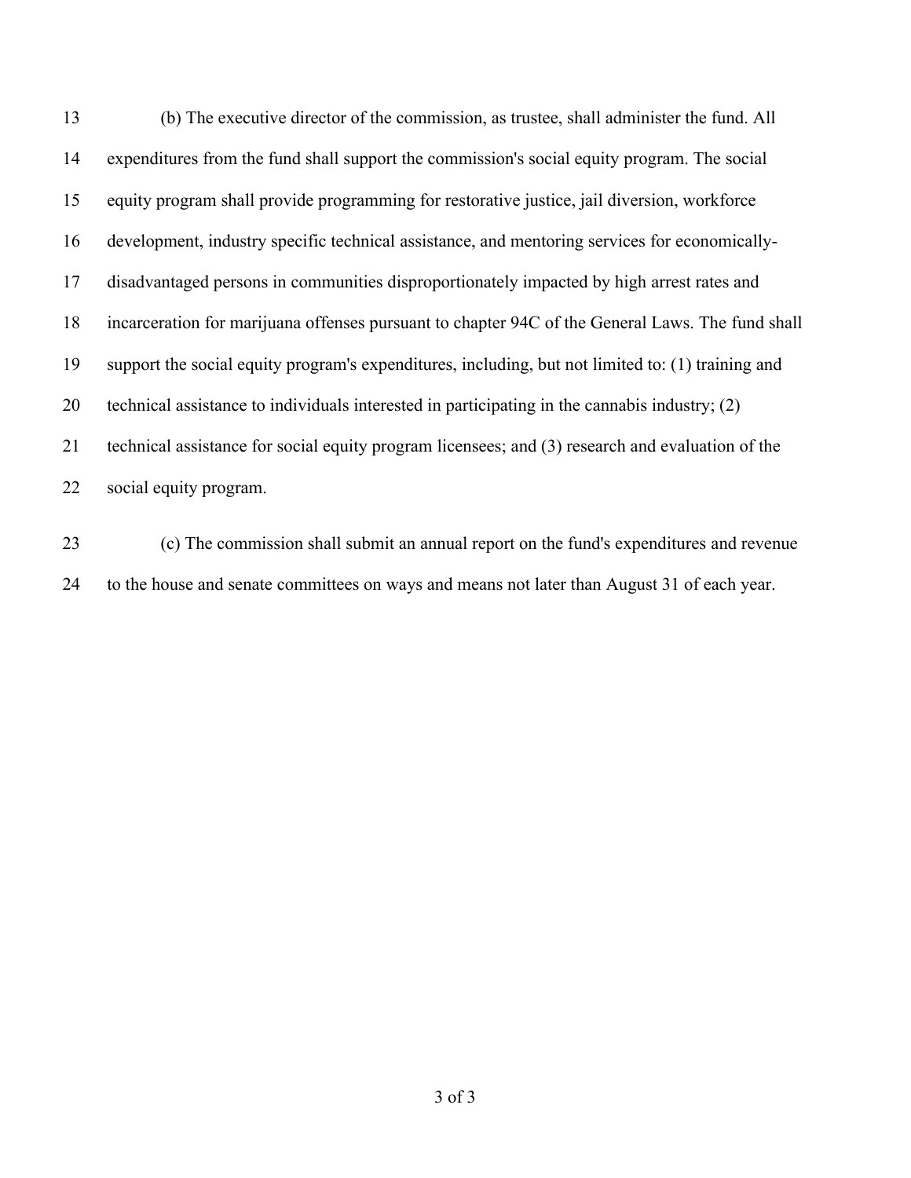(b) The executive director of the commission, as trustee, shall administer the fund. All expenditures from the fund shall support the commission's social equity program. The social equity program shall provide programming for restorative justice, jail diversion, workforce development, industry specific technical assistance, and mentoring services for economically-disadvantaged persons in communities disproportionately impacted by high arrest rates and incarceration for marijuana offenses pursuant to chapter 94C of the General Laws. The fund shall support the social equity program's expenditures, including, but not limited to: (1) training and technical assistance to individuals interested in participating in the cannabis industry; (2) technical assistance for social equity program licensees; and (3) research and evaluation of the social equity program.

(c) The commission shall submit an annual report on the fund's expenditures and revenue to the house and senate committees on ways and means not later than August 31 of each year.